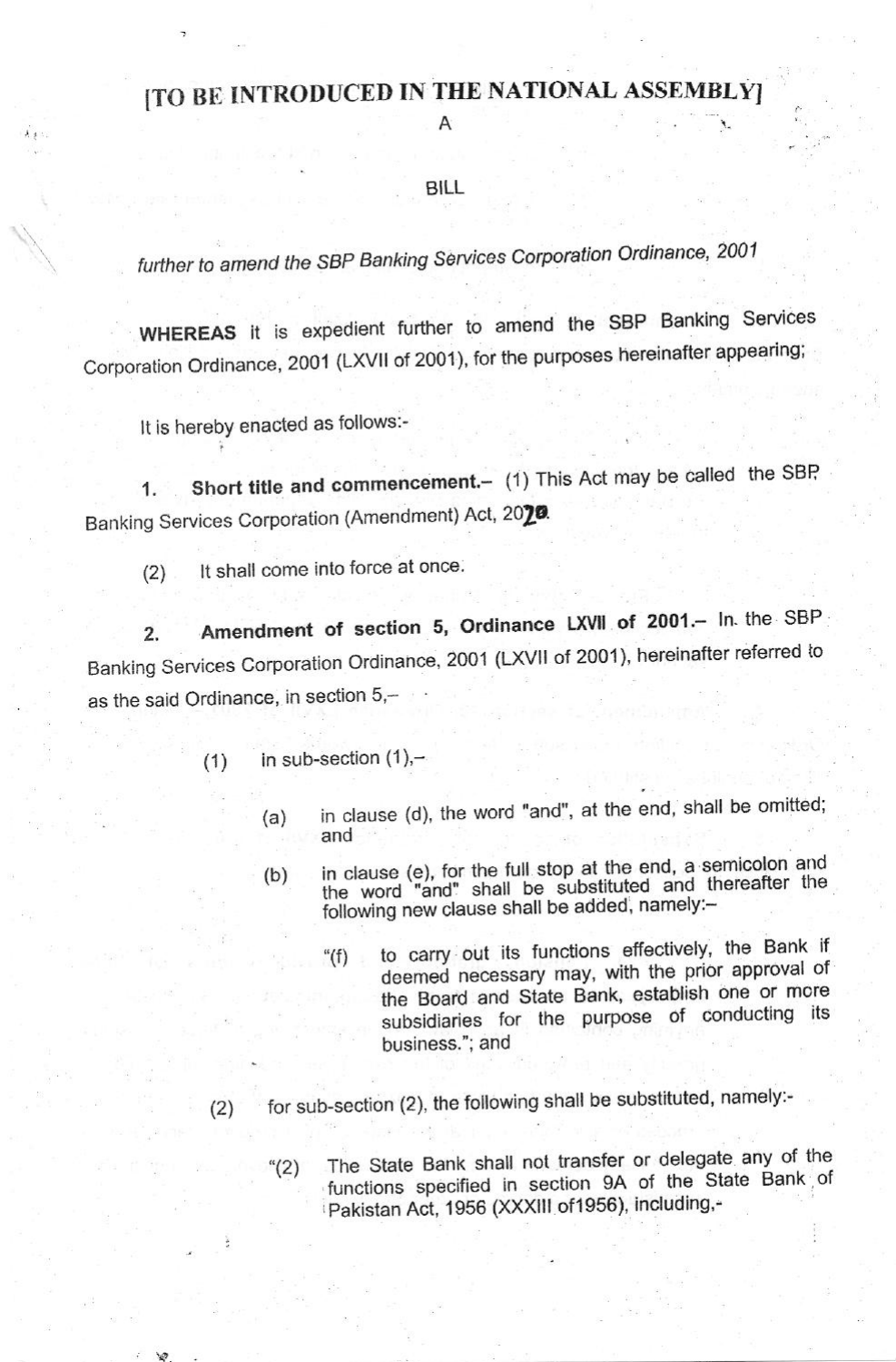**[TO BE INTRODUCED IN THE NATIONAL ASSEMBLY]**

A

BILL

*further to amend the SBP Banking Services Corporation Ordinance, 2001*

**WHEREAS** it is expedient further to amend the SBP Banking Services Corporation Ordinance, 2001 (LXVII of 2001), for the purposes hereinafter appearing;

It is hereby enacted as follows:-

1. **Short title and commencement.–** (1) This Act may be called the SBP Banking Services Corporation (Amendment) Act, 2020.

(2) It shall come into force at once.

2. **Amendment of section 5, Ordinance LXVII of 2001.–** In the SBP Banking Services Corporation Ordinance, 2001 (LXVII of 2001), hereinafter referred to as the said Ordinance, in section 5,–

(1) in sub-section (1),–

(a) in clause (d), the word "and", at the end, shall be omitted; and

(b) in clause (e), for the full stop at the end, a semicolon and the word "and" shall be substituted and thereafter the following new clause shall be added, namely:–

"(f) to carry out its functions effectively, the Bank if deemed necessary may, with the prior approval of the Board and State Bank, establish one or more subsidiaries for the purpose of conducting its business."; and

(2) for sub-section (2), the following shall be substituted, namely:-

"(2) The State Bank shall not transfer or delegate any of the functions specified in section 9A of the State Bank of Pakistan Act, 1956 (XXXIII of1956), including,-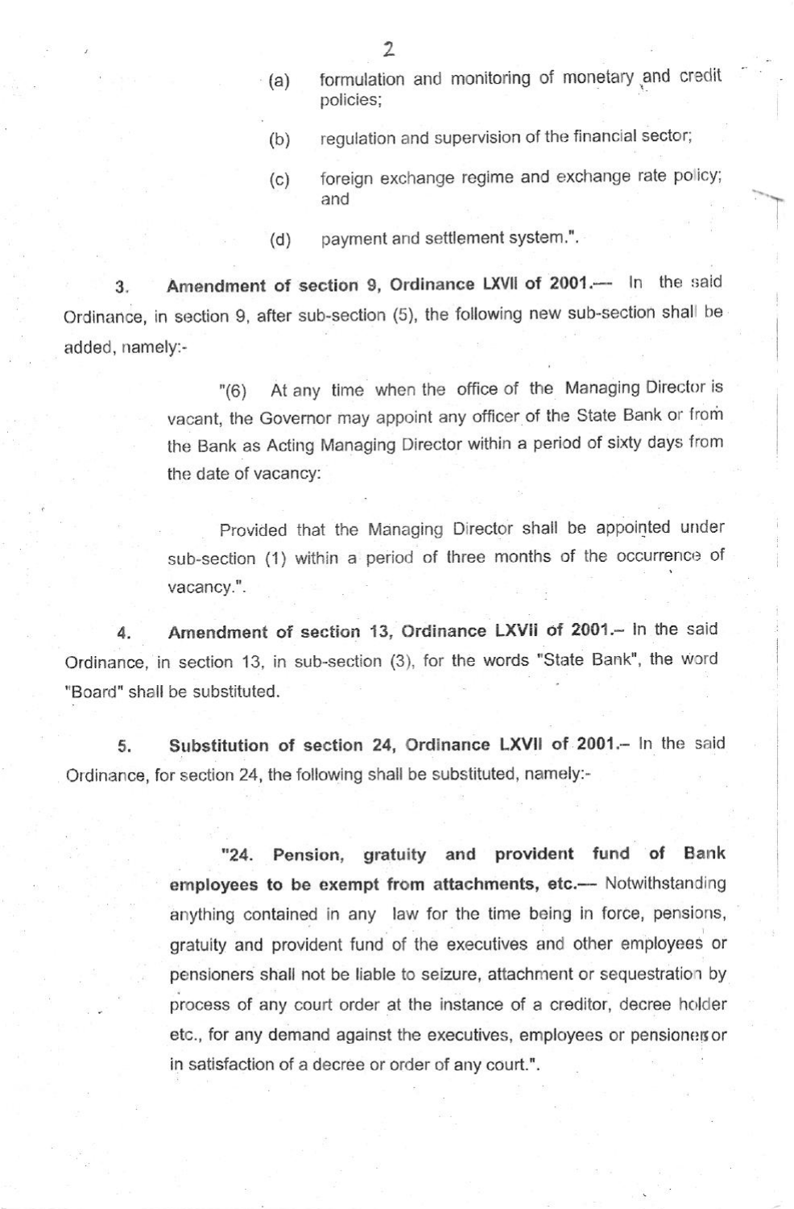(a) formulation and monitoring of monetary and credit policies;

(b) regulation and supervision of the financial sector;

(c) foreign exchange regime and exchange rate policy; and

(d) payment and settlement system.".

3. **Amendment of section 9, Ordinance LXVII of 2001.**— In the said Ordinance, in section 9, after sub-section (5), the following new sub-section shall be added, namely:-

> "(6) At any time when the office of the Managing Director is vacant, the Governor may appoint any officer of the State Bank or from the Bank as Acting Managing Director within a period of sixty days from the date of vacancy:
>
> Provided that the Managing Director shall be appointed under sub-section (1) within a period of three months of the occurrence of vacancy.".

4. **Amendment of section 13, Ordinance LXVII of 2001.**– In the said Ordinance, in section 13, in sub-section (3), for the words "State Bank", the word "Board" shall be substituted.

5. **Substitution of section 24, Ordinance LXVII of 2001.**– In the said Ordinance, for section 24, the following shall be substituted, namely:-

> "24. **Pension, gratuity and provident fund of Bank employees to be exempt from attachments, etc.**— Notwithstanding anything contained in any law for the time being in force, pensions, gratuity and provident fund of the executives and other employees or pensioners shall not be liable to seizure, attachment or sequestration by process of any court order at the instance of a creditor, decree holder etc., for any demand against the executives, employees or pensioners or in satisfaction of a decree or order of any court.".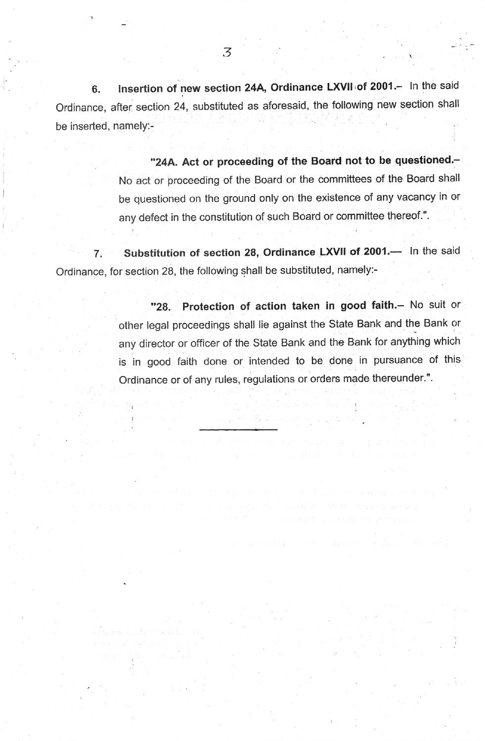6. **Insertion of new section 24A, Ordinance LXVII of 2001.**– In the said Ordinance, after section 24, substituted as aforesaid, the following new section shall be inserted, namely:-

> "**24A. Act or proceeding of the Board not to be questioned.**– No act or proceeding of the Board or the committees of the Board shall be questioned on the ground only on the existence of any vacancy in or any defect in the constitution of such Board or committee thereof.".

7. **Substitution of section 28, Ordinance LXVII of 2001.**— In the said Ordinance, for section 28, the following shall be substituted, namely:-

> "**28. Protection of action taken in good faith.**– No suit or other legal proceedings shall lie against the State Bank and the Bank or any director or officer of the State Bank and the Bank for anything which is in good faith done or intended to be done in pursuance of this Ordinance or of any rules, regulations or orders made thereunder.".

---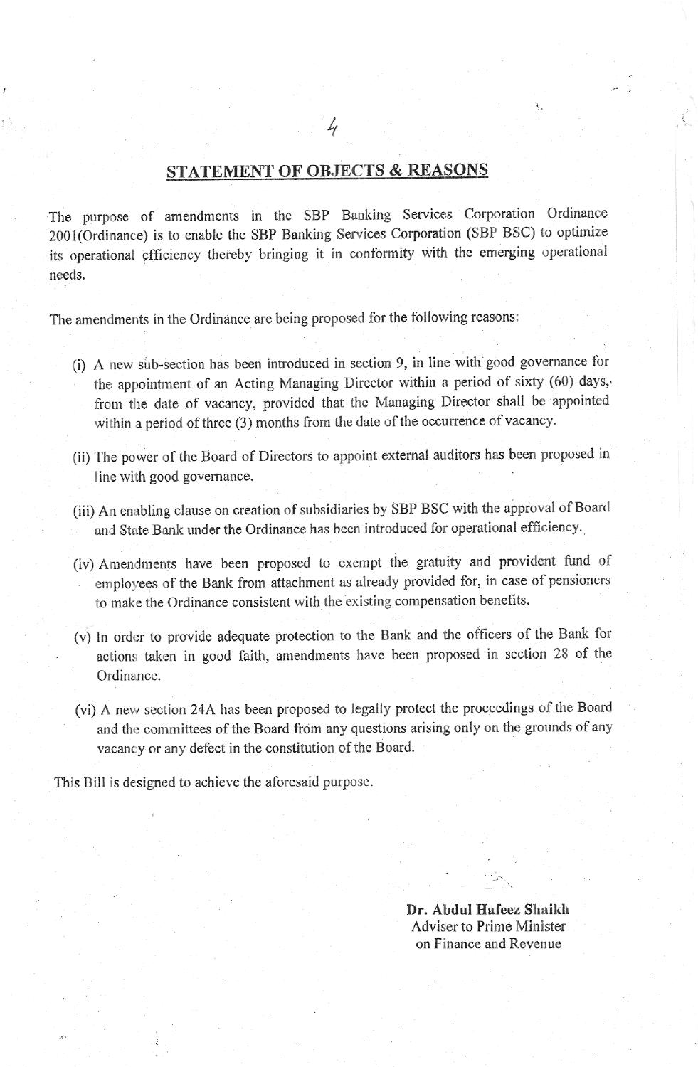## STATEMENT OF OBJECTS & REASONS

The purpose of amendments in the SBP Banking Services Corporation Ordinance 2001(Ordinance) is to enable the SBP Banking Services Corporation (SBP BSC) to optimize its operational efficiency thereby bringing it in conformity with the emerging operational needs.

The amendments in the Ordinance are being proposed for the following reasons:

(i) A new sub-section has been introduced in section 9, in line with good governance for the appointment of an Acting Managing Director within a period of sixty (60) days, from the date of vacancy, provided that the Managing Director shall be appointed within a period of three (3) months from the date of the occurrence of vacancy.

(ii) The power of the Board of Directors to appoint external auditors has been proposed in line with good governance.

(iii) An enabling clause on creation of subsidiaries by SBP BSC with the approval of Board and State Bank under the Ordinance has been introduced for operational efficiency.

(iv) Amendments have been proposed to exempt the gratuity and provident fund of employees of the Bank from attachment as already provided for, in case of pensioners to make the Ordinance consistent with the existing compensation benefits.

(v) In order to provide adequate protection to the Bank and the officers of the Bank for actions taken in good faith, amendments have been proposed in section 28 of the Ordinance.

(vi) A new section 24A has been proposed to legally protect the proceedings of the Board and the committees of the Board from any questions arising only on the grounds of any vacancy or any defect in the constitution of the Board.

This Bill is designed to achieve the aforesaid purpose.

**Dr. Abdul Hafeez Shaikh**
Adviser to Prime Minister
on Finance and Revenue